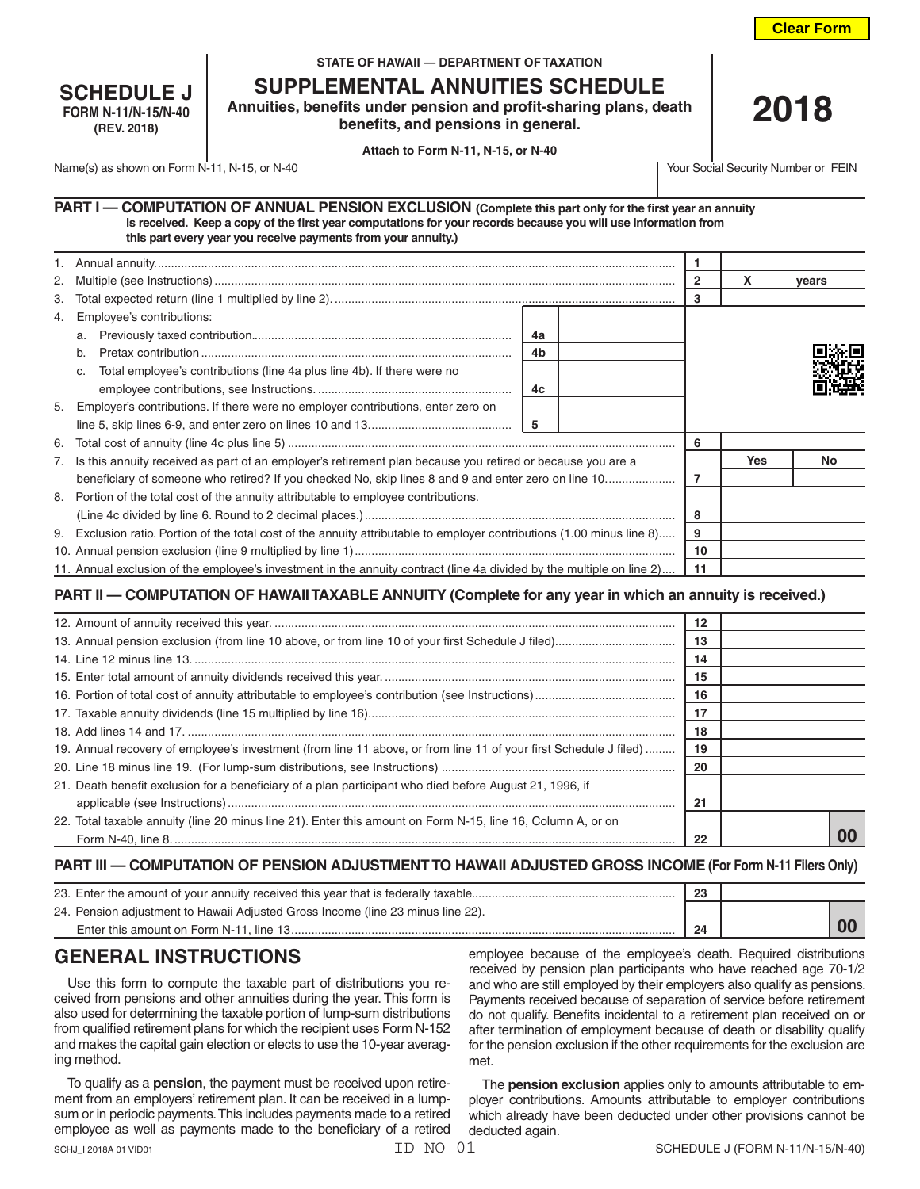Clear Form

**SCHEDULE J**
**FORM N-11/N-15/N-40**
**(REV. 2018)**

**STATE OF HAWAII — DEPARTMENT OF TAXATION**

# SUPPLEMENTAL ANNUITIES SCHEDULE

**Annuities, benefits under pension and profit-sharing plans, death benefits, and pensions in general.**

**Attach to Form N-11, N-15, or N-40**

# 2018

Name(s) as shown on Form N-11, N-15, or N-40 | Your Social Security Number or FEIN

## PART I — COMPUTATION OF ANNUAL PENSION EXCLUSION (Complete this part only for the first year an annuity is received. Keep a copy of the first year computations for your records because you will use information from this part every year you receive payments from your annuity.)

| Line | Description | | | Line | Amount |
|---|---|---|---|---|---|
| 1. | Annual annuity | | | 1 | |
| 2. | Multiple (see Instructions) | | | 2 | X years |
| 3. | Total expected return (line 1 multiplied by line 2) | | | 3 | |
| 4. | Employee's contributions: | | | | |
| | a. Previously taxed contribution | 4a | | | |
| | b. Pretax contribution | 4b | | | |
| | c. Total employee's contributions (line 4a plus line 4b). If there were no employee contributions, see Instructions. | 4c | | | |
| 5. | Employer's contributions. If there were no employer contributions, enter zero on line 5, skip lines 6-9, and enter zero on lines 10 and 13 | 5 | | | |
| 6. | Total cost of annuity (line 4c plus line 5) | | | 6 | |
| 7. | Is this annuity received as part of an employer's retirement plan because you retired or because you are a beneficiary of someone who retired? If you checked No, skip lines 8 and 9 and enter zero on line 10 | | | 7 | Yes / No |
| 8. | Portion of the total cost of the annuity attributable to employee contributions. (Line 4c divided by line 6. Round to 2 decimal places.) | | | 8 | |
| 9. | Exclusion ratio. Portion of the total cost of the annuity attributable to employer contributions (1.00 minus line 8) | | | 9 | |
| 10. | Annual pension exclusion (line 9 multiplied by line 1) | | | 10 | |
| 11. | Annual exclusion of the employee's investment in the annuity contract (line 4a divided by the multiple on line 2) | | | 11 | |

## PART II — COMPUTATION OF HAWAII TAXABLE ANNUITY (Complete for any year in which an annuity is received.)

| Line | Description | Line | Amount |
|---|---|---|---|
| 12. | Amount of annuity received this year. | 12 | |
| 13. | Annual pension exclusion (from line 10 above, or from line 10 of your first Schedule J filed) | 13 | |
| 14. | Line 12 minus line 13. | 14 | |
| 15. | Enter total amount of annuity dividends received this year. | 15 | |
| 16. | Portion of total cost of annuity attributable to employee's contribution (see Instructions) | 16 | |
| 17. | Taxable annuity dividends (line 15 multiplied by line 16) | 17 | |
| 18. | Add lines 14 and 17. | 18 | |
| 19. | Annual recovery of employee's investment (from line 11 above, or from line 11 of your first Schedule J filed) | 19 | |
| 20. | Line 18 minus line 19. (For lump-sum distributions, see Instructions) | 20 | |
| 21. | Death benefit exclusion for a beneficiary of a plan participant who died before August 21, 1996, if applicable (see Instructions) | 21 | |
| 22. | Total taxable annuity (line 20 minus line 21). Enter this amount on Form N-15, line 16, Column A, or on Form N-40, line 8. | 22 | 00 |

## PART III — COMPUTATION OF PENSION ADJUSTMENT TO HAWAII ADJUSTED GROSS INCOME (For Form N-11 Filers Only)

| Line | Description | Line | Amount |
|---|---|---|---|
| 23. | Enter the amount of your annuity received this year that is federally taxable | 23 | |
| 24. | Pension adjustment to Hawaii Adjusted Gross Income (line 23 minus line 22). Enter this amount on Form N-11, line 13 | 24 | 00 |

## GENERAL INSTRUCTIONS

Use this form to compute the taxable part of distributions you received from pensions and other annuities during the year. This form is also used for determining the taxable portion of lump-sum distributions from qualified retirement plans for which the recipient uses Form N-152 and makes the capital gain election or elects to use the 10-year averaging method.

To qualify as a **pension**, the payment must be received upon retirement from an employers' retirement plan. It can be received in a lump-sum or in periodic payments. This includes payments made to a retired employee as well as payments made to the beneficiary of a retired employee because of the employee's death. Required distributions received by pension plan participants who have reached age 70-1/2 and who are still employed by their employers also qualify as pensions. Payments received because of separation of service before retirement do not qualify. Benefits incidental to a retirement plan received on or after termination of employment because of death or disability qualify for the pension exclusion if the other requirements for the exclusion are met.

The **pension exclusion** applies only to amounts attributable to employer contributions. Amounts attributable to employer contributions which already have been deducted under other provisions cannot be deducted again.

SCHJ_I 2018A 01 VID01 ID NO 01 SCHEDULE J (FORM N-11/N-15/N-40)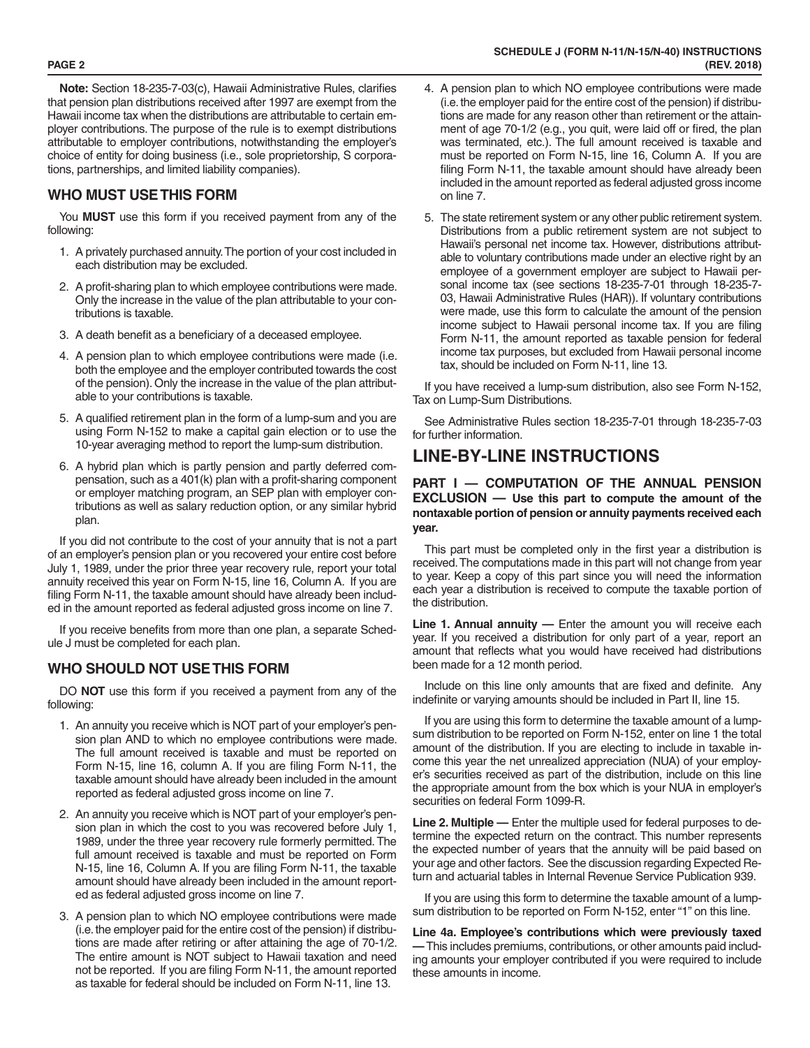**Note:** Section 18-235-7-03(c), Hawaii Administrative Rules, clarifies that pension plan distributions received after 1997 are exempt from the Hawaii income tax when the distributions are attributable to certain employer contributions. The purpose of the rule is to exempt distributions attributable to employer contributions, notwithstanding the employer's choice of entity for doing business (i.e., sole proprietorship, S corporations, partnerships, and limited liability companies).

## WHO MUST USE THIS FORM

You **MUST** use this form if you received payment from any of the following:

1. A privately purchased annuity. The portion of your cost included in each distribution may be excluded.
2. A profit-sharing plan to which employee contributions were made. Only the increase in the value of the plan attributable to your contributions is taxable.
3. A death benefit as a beneficiary of a deceased employee.
4. A pension plan to which employee contributions were made (i.e. both the employee and the employer contributed towards the cost of the pension). Only the increase in the value of the plan attributable to your contributions is taxable.
5. A qualified retirement plan in the form of a lump-sum and you are using Form N-152 to make a capital gain election or to use the 10-year averaging method to report the lump-sum distribution.
6. A hybrid plan which is partly pension and partly deferred compensation, such as a 401(k) plan with a profit-sharing component or employer matching program, an SEP plan with employer contributions as well as salary reduction option, or any similar hybrid plan.

If you did not contribute to the cost of your annuity that is not a part of an employer's pension plan or you recovered your entire cost before July 1, 1989, under the prior three year recovery rule, report your total annuity received this year on Form N-15, line 16, Column A. If you are filing Form N-11, the taxable amount should have already been included in the amount reported as federal adjusted gross income on line 7.

If you receive benefits from more than one plan, a separate Schedule J must be completed for each plan.

## WHO SHOULD NOT USE THIS FORM

DO **NOT** use this form if you received a payment from any of the following:

1. An annuity you receive which is NOT part of your employer's pension plan AND to which no employee contributions were made. The full amount received is taxable and must be reported on Form N-15, line 16, column A. If you are filing Form N-11, the taxable amount should have already been included in the amount reported as federal adjusted gross income on line 7.
2. An annuity you receive which is NOT part of your employer's pension plan in which the cost to you was recovered before July 1, 1989, under the three year recovery rule formerly permitted. The full amount received is taxable and must be reported on Form N-15, line 16, Column A. If you are filing Form N-11, the taxable amount should have already been included in the amount reported as federal adjusted gross income on line 7.
3. A pension plan to which NO employee contributions were made (i.e. the employer paid for the entire cost of the pension) if distributions are made after retiring or after attaining the age of 70-1/2. The entire amount is NOT subject to Hawaii taxation and need not be reported. If you are filing Form N-11, the amount reported as taxable for federal should be included on Form N-11, line 13.
4. A pension plan to which NO employee contributions were made (i.e. the employer paid for the entire cost of the pension) if distributions are made for any reason other than retirement or the attainment of age 70-1/2 (e.g., you quit, were laid off or fired, the plan was terminated, etc.). The full amount received is taxable and must be reported on Form N-15, line 16, Column A. If you are filing Form N-11, the taxable amount should have already been included in the amount reported as federal adjusted gross income on line 7.
5. The state retirement system or any other public retirement system. Distributions from a public retirement system are not subject to Hawaii's personal net income tax. However, distributions attributable to voluntary contributions made under an elective right by an employee of a government employer are subject to Hawaii personal income tax (see sections 18-235-7-01 through 18-235-7-03, Hawaii Administrative Rules (HAR)). If voluntary contributions were made, use this form to calculate the amount of the pension income subject to Hawaii personal income tax. If you are filing Form N-11, the amount reported as taxable pension for federal income tax purposes, but excluded from Hawaii personal income tax, should be included on Form N-11, line 13.

If you have received a lump-sum distribution, also see Form N-152, Tax on Lump-Sum Distributions.

See Administrative Rules section 18-235-7-01 through 18-235-7-03 for further information.

# LINE-BY-LINE INSTRUCTIONS

### PART I — COMPUTATION OF THE ANNUAL PENSION EXCLUSION — Use this part to compute the amount of the nontaxable portion of pension or annuity payments received each year.

This part must be completed only in the first year a distribution is received. The computations made in this part will not change from year to year. Keep a copy of this part since you will need the information each year a distribution is received to compute the taxable portion of the distribution.

**Line 1. Annual annuity —** Enter the amount you will receive each year. If you received a distribution for only part of a year, report an amount that reflects what you would have received had distributions been made for a 12 month period.

Include on this line only amounts that are fixed and definite. Any indefinite or varying amounts should be included in Part II, line 15.

If you are using this form to determine the taxable amount of a lump-sum distribution to be reported on Form N-152, enter on line 1 the total amount of the distribution. If you are electing to include in taxable income this year the net unrealized appreciation (NUA) of your employer's securities received as part of the distribution, include on this line the appropriate amount from the box which is your NUA in employer's securities on federal Form 1099-R.

**Line 2. Multiple —** Enter the multiple used for federal purposes to determine the expected return on the contract. This number represents the expected number of years that the annuity will be paid based on your age and other factors. See the discussion regarding Expected Return and actuarial tables in Internal Revenue Service Publication 939.

If you are using this form to determine the taxable amount of a lump-sum distribution to be reported on Form N-152, enter "1" on this line.

**Line 4a. Employee's contributions which were previously taxed —** This includes premiums, contributions, or other amounts paid including amounts your employer contributed if you were required to include these amounts in income.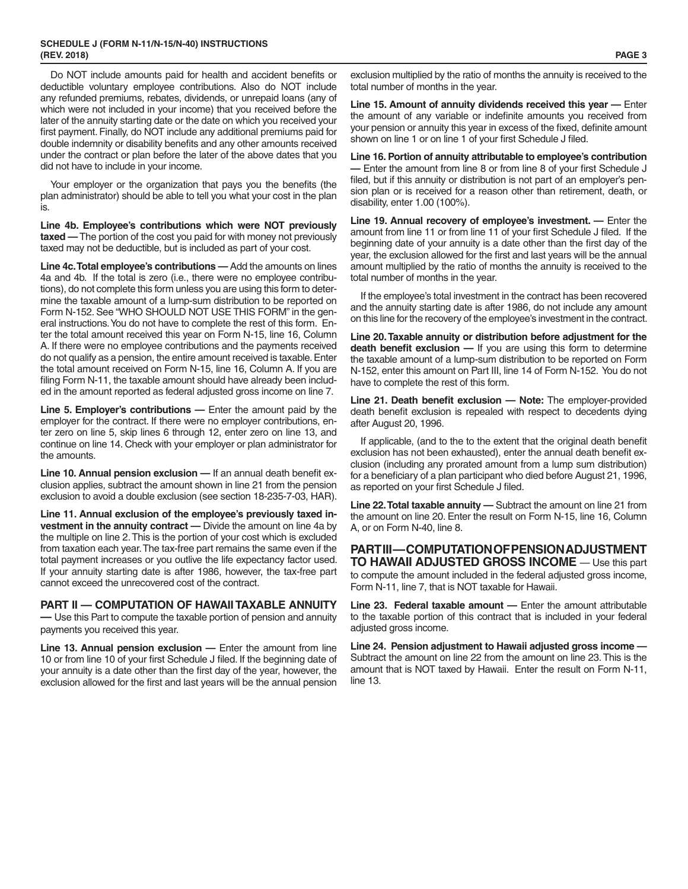Do NOT include amounts paid for health and accident benefits or deductible voluntary employee contributions. Also do NOT include any refunded premiums, rebates, dividends, or unrepaid loans (any of which were not included in your income) that you received before the later of the annuity starting date or the date on which you received your first payment. Finally, do NOT include any additional premiums paid for double indemnity or disability benefits and any other amounts received under the contract or plan before the later of the above dates that you did not have to include in your income.

Your employer or the organization that pays you the benefits (the plan administrator) should be able to tell you what your cost in the plan is.

**Line 4b. Employee's contributions which were NOT previously taxed —** The portion of the cost you paid for with money not previously taxed may not be deductible, but is included as part of your cost.

**Line 4c. Total employee's contributions —** Add the amounts on lines 4a and 4b. If the total is zero (i.e., there were no employee contributions), do not complete this form unless you are using this form to determine the taxable amount of a lump-sum distribution to be reported on Form N-152. See "WHO SHOULD NOT USE THIS FORM" in the general instructions. You do not have to complete the rest of this form. Enter the total amount received this year on Form N-15, line 16, Column A. If there were no employee contributions and the payments received do not qualify as a pension, the entire amount received is taxable. Enter the total amount received on Form N-15, line 16, Column A. If you are filing Form N-11, the taxable amount should have already been included in the amount reported as federal adjusted gross income on line 7.

**Line 5. Employer's contributions —** Enter the amount paid by the employer for the contract. If there were no employer contributions, enter zero on line 5, skip lines 6 through 12, enter zero on line 13, and continue on line 14. Check with your employer or plan administrator for the amounts.

**Line 10. Annual pension exclusion —** If an annual death benefit exclusion applies, subtract the amount shown in line 21 from the pension exclusion to avoid a double exclusion (see section 18-235-7-03, HAR).

**Line 11. Annual exclusion of the employee's previously taxed investment in the annuity contract —** Divide the amount on line 4a by the multiple on line 2. This is the portion of your cost which is excluded from taxation each year. The tax-free part remains the same even if the total payment increases or you outlive the life expectancy factor used. If your annuity starting date is after 1986, however, the tax-free part cannot exceed the unrecovered cost of the contract.

## PART II — COMPUTATION OF HAWAII TAXABLE ANNUITY

**—** Use this Part to compute the taxable portion of pension and annuity payments you received this year.

**Line 13. Annual pension exclusion —** Enter the amount from line 10 or from line 10 of your first Schedule J filed. If the beginning date of your annuity is a date other than the first day of the year, however, the exclusion allowed for the first and last years will be the annual pension exclusion multiplied by the ratio of months the annuity is received to the total number of months in the year.

**Line 15. Amount of annuity dividends received this year —** Enter the amount of any variable or indefinite amounts you received from your pension or annuity this year in excess of the fixed, definite amount shown on line 1 or on line 1 of your first Schedule J filed.

**Line 16. Portion of annuity attributable to employee's contribution —** Enter the amount from line 8 or from line 8 of your first Schedule J filed, but if this annuity or distribution is not part of an employer's pension plan or is received for a reason other than retirement, death, or disability, enter 1.00 (100%).

**Line 19. Annual recovery of employee's investment. —** Enter the amount from line 11 or from line 11 of your first Schedule J filed. If the beginning date of your annuity is a date other than the first day of the year, the exclusion allowed for the first and last years will be the annual amount multiplied by the ratio of months the annuity is received to the total number of months in the year.

If the employee's total investment in the contract has been recovered and the annuity starting date is after 1986, do not include any amount on this line for the recovery of the employee's investment in the contract.

**Line 20. Taxable annuity or distribution before adjustment for the death benefit exclusion —** If you are using this form to determine the taxable amount of a lump-sum distribution to be reported on Form N-152, enter this amount on Part III, line 14 of Form N-152. You do not have to complete the rest of this form.

**Line 21. Death benefit exclusion — Note:** The employer-provided death benefit exclusion is repealed with respect to decedents dying after August 20, 1996.

If applicable, (and to the to the extent that the original death benefit exclusion has not been exhausted), enter the annual death benefit exclusion (including any prorated amount from a lump sum distribution) for a beneficiary of a plan participant who died before August 21, 1996, as reported on your first Schedule J filed.

**Line 22. Total taxable annuity —** Subtract the amount on line 21 from the amount on line 20. Enter the result on Form N-15, line 16, Column A, or on Form N-40, line 8.

## PART III — COMPUTATION OF PENSION ADJUSTMENT TO HAWAII ADJUSTED GROSS INCOME

— Use this part to compute the amount included in the federal adjusted gross income, Form N-11, line 7, that is NOT taxable for Hawaii.

**Line 23. Federal taxable amount —** Enter the amount attributable to the taxable portion of this contract that is included in your federal adjusted gross income.

**Line 24. Pension adjustment to Hawaii adjusted gross income —** Subtract the amount on line 22 from the amount on line 23. This is the amount that is NOT taxed by Hawaii. Enter the result on Form N-11, line 13.